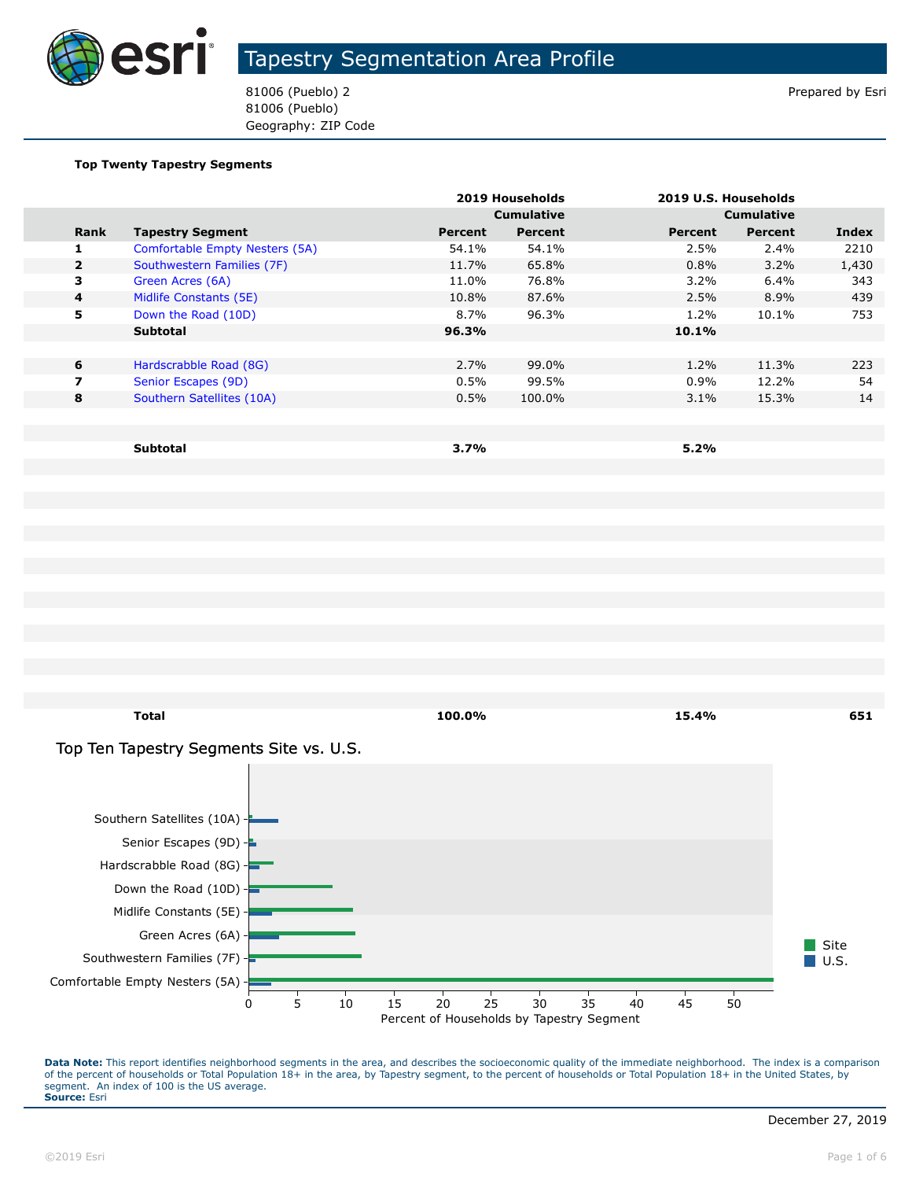# Tapestry Segmentation Area Profile

81006 (Pueblo) 2
81006 (Pueblo)
Geography: ZIP Code

Prepared by Esri

**Top Twenty Tapestry Segments**

| | | 2019 Households | | 2019 U.S. Households | | |
|---|---|---|---|---|---|---|
| | | | Cumulative | | Cumulative | |
| **Rank** | **Tapestry Segment** | **Percent** | **Percent** | **Percent** | **Percent** | **Index** |
| 1 | Comfortable Empty Nesters (5A) | 54.1% | 54.1% | 2.5% | 2.4% | 2210 |
| 2 | Southwestern Families (7F) | 11.7% | 65.8% | 0.8% | 3.2% | 1,430 |
| 3 | Green Acres (6A) | 11.0% | 76.8% | 3.2% | 6.4% | 343 |
| 4 | Midlife Constants (5E) | 10.8% | 87.6% | 2.5% | 8.9% | 439 |
| 5 | Down the Road (10D) | 8.7% | 96.3% | 1.2% | 10.1% | 753 |
| | **Subtotal** | **96.3%** | | **10.1%** | | |
| 6 | Hardscrabble Road (8G) | 2.7% | 99.0% | 1.2% | 11.3% | 223 |
| 7 | Senior Escapes (9D) | 0.5% | 99.5% | 0.9% | 12.2% | 54 |
| 8 | Southern Satellites (10A) | 0.5% | 100.0% | 3.1% | 15.3% | 14 |
| | **Subtotal** | **3.7%** | | **5.2%** | | |
| | **Total** | **100.0%** | | **15.4%** | | **651** |

## Top Ten Tapestry Segments Site vs. U.S.

| Tapestry Segment | Site | U.S. |
|---|---|---|
| Southern Satellites (10A) | 0.5 | 3.1 |
| Senior Escapes (9D) | 0.5 | 0.9 |
| Hardscrabble Road (8G) | 2.7 | 1.2 |
| Down the Road (10D) | 8.7 | 1.2 |
| Midlife Constants (5E) | 10.8 | 2.5 |
| Green Acres (6A) | 11.0 | 3.2 |
| Southwestern Families (7F) | 11.7 | 0.8 |
| Comfortable Empty Nesters (5A) | 54.1 | 2.5 |

Percent of Households by Tapestry Segment

**Data Note:** This report identifies neighborhood segments in the area, and describes the socioeconomic quality of the immediate neighborhood. The index is a comparison of the percent of households or Total Population 18+ in the area, by Tapestry segment, to the percent of households or Total Population 18+ in the United States, by segment. An index of 100 is the US average.
**Source:** Esri

December 27, 2019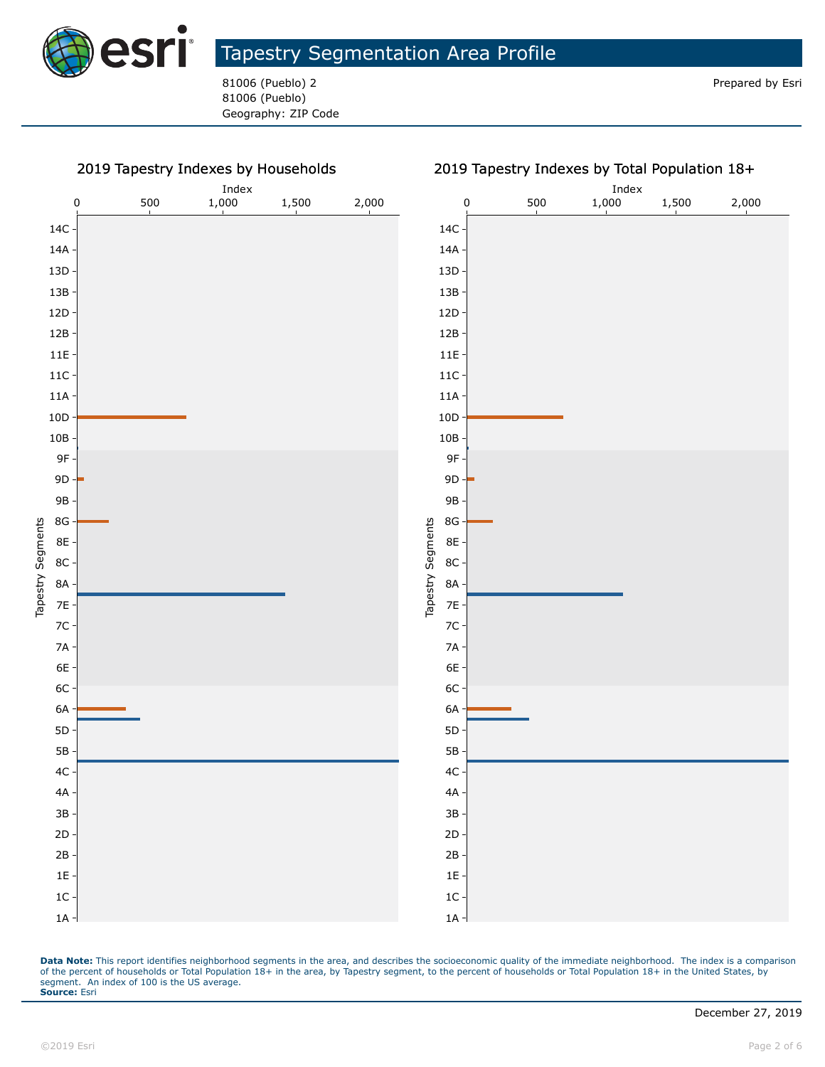# Tapestry Segmentation Area Profile

81006 (Pueblo) 2
81006 (Pueblo)
Geography: ZIP Code

Prepared by Esri

## 2019 Tapestry Indexes by Households

## 2019 Tapestry Indexes by Total Population 18+

**Data Note:** This report identifies neighborhood segments in the area, and describes the socioeconomic quality of the immediate neighborhood. The index is a comparison of the percent of households or Total Population 18+ in the area, by Tapestry segment, to the percent of households or Total Population 18+ in the United States, by segment. An index of 100 is the US average.
**Source:** Esri

December 27, 2019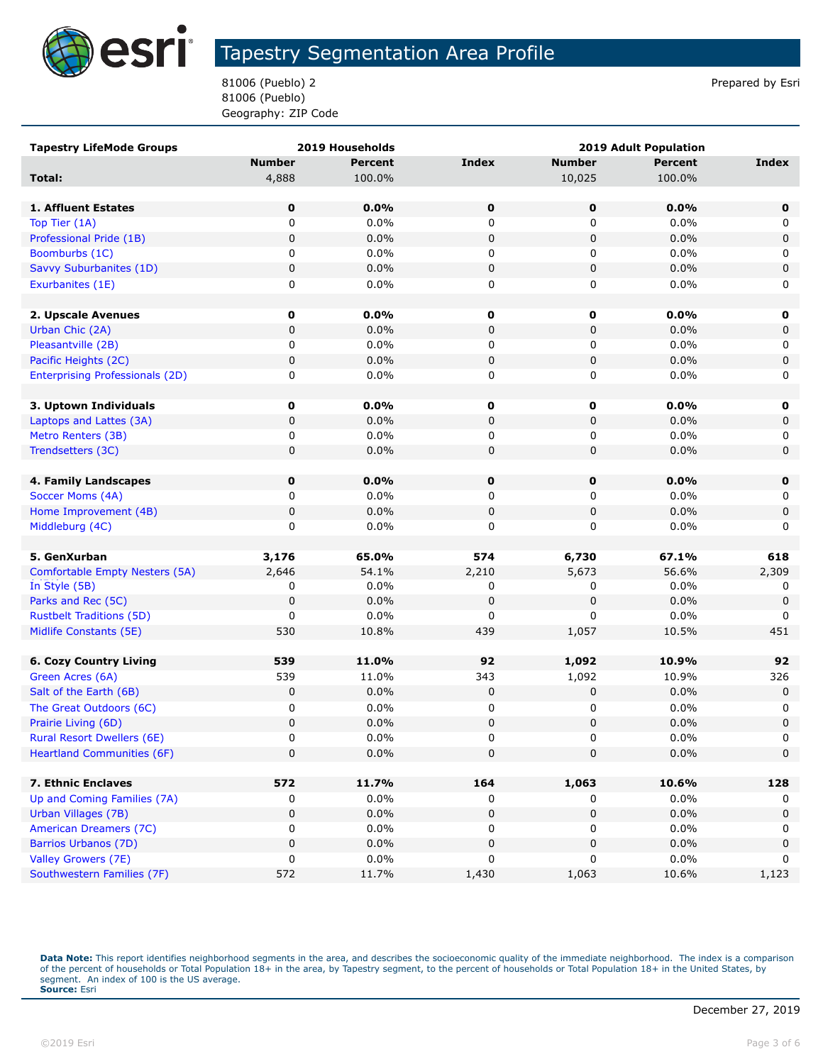# Tapestry Segmentation Area Profile

81006 (Pueblo) 2
81006 (Pueblo)
Geography: ZIP Code

Prepared by Esri

| Tapestry LifeMode Groups | 2019 Households | | | 2019 Adult Population | | |
|---|---|---|---|---|---|---|
| | Number | Percent | Index | Number | Percent | Index |
| **Total:** | 4,888 | 100.0% | | 10,025 | 100.0% | |
| | | | | | | |
| **1. Affluent Estates** | **0** | **0.0%** | **0** | **0** | **0.0%** | **0** |
| Top Tier (1A) | 0 | 0.0% | 0 | 0 | 0.0% | 0 |
| Professional Pride (1B) | 0 | 0.0% | 0 | 0 | 0.0% | 0 |
| Boomburbs (1C) | 0 | 0.0% | 0 | 0 | 0.0% | 0 |
| Savvy Suburbanites (1D) | 0 | 0.0% | 0 | 0 | 0.0% | 0 |
| Exurbanites (1E) | 0 | 0.0% | 0 | 0 | 0.0% | 0 |
| | | | | | | |
| **2. Upscale Avenues** | **0** | **0.0%** | **0** | **0** | **0.0%** | **0** |
| Urban Chic (2A) | 0 | 0.0% | 0 | 0 | 0.0% | 0 |
| Pleasantville (2B) | 0 | 0.0% | 0 | 0 | 0.0% | 0 |
| Pacific Heights (2C) | 0 | 0.0% | 0 | 0 | 0.0% | 0 |
| Enterprising Professionals (2D) | 0 | 0.0% | 0 | 0 | 0.0% | 0 |
| | | | | | | |
| **3. Uptown Individuals** | **0** | **0.0%** | **0** | **0** | **0.0%** | **0** |
| Laptops and Lattes (3A) | 0 | 0.0% | 0 | 0 | 0.0% | 0 |
| Metro Renters (3B) | 0 | 0.0% | 0 | 0 | 0.0% | 0 |
| Trendsetters (3C) | 0 | 0.0% | 0 | 0 | 0.0% | 0 |
| | | | | | | |
| **4. Family Landscapes** | **0** | **0.0%** | **0** | **0** | **0.0%** | **0** |
| Soccer Moms (4A) | 0 | 0.0% | 0 | 0 | 0.0% | 0 |
| Home Improvement (4B) | 0 | 0.0% | 0 | 0 | 0.0% | 0 |
| Middleburg (4C) | 0 | 0.0% | 0 | 0 | 0.0% | 0 |
| | | | | | | |
| **5. GenXurban** | **3,176** | **65.0%** | **574** | **6,730** | **67.1%** | **618** |
| Comfortable Empty Nesters (5A) | 2,646 | 54.1% | 2,210 | 5,673 | 56.6% | 2,309 |
| In Style (5B) | 0 | 0.0% | 0 | 0 | 0.0% | 0 |
| Parks and Rec (5C) | 0 | 0.0% | 0 | 0 | 0.0% | 0 |
| Rustbelt Traditions (5D) | 0 | 0.0% | 0 | 0 | 0.0% | 0 |
| Midlife Constants (5E) | 530 | 10.8% | 439 | 1,057 | 10.5% | 451 |
| | | | | | | |
| **6. Cozy Country Living** | **539** | **11.0%** | **92** | **1,092** | **10.9%** | **92** |
| Green Acres (6A) | 539 | 11.0% | 343 | 1,092 | 10.9% | 326 |
| Salt of the Earth (6B) | 0 | 0.0% | 0 | 0 | 0.0% | 0 |
| The Great Outdoors (6C) | 0 | 0.0% | 0 | 0 | 0.0% | 0 |
| Prairie Living (6D) | 0 | 0.0% | 0 | 0 | 0.0% | 0 |
| Rural Resort Dwellers (6E) | 0 | 0.0% | 0 | 0 | 0.0% | 0 |
| Heartland Communities (6F) | 0 | 0.0% | 0 | 0 | 0.0% | 0 |
| | | | | | | |
| **7. Ethnic Enclaves** | **572** | **11.7%** | **164** | **1,063** | **10.6%** | **128** |
| Up and Coming Families (7A) | 0 | 0.0% | 0 | 0 | 0.0% | 0 |
| Urban Villages (7B) | 0 | 0.0% | 0 | 0 | 0.0% | 0 |
| American Dreamers (7C) | 0 | 0.0% | 0 | 0 | 0.0% | 0 |
| Barrios Urbanos (7D) | 0 | 0.0% | 0 | 0 | 0.0% | 0 |
| Valley Growers (7E) | 0 | 0.0% | 0 | 0 | 0.0% | 0 |
| Southwestern Families (7F) | 572 | 11.7% | 1,430 | 1,063 | 10.6% | 1,123 |

**Data Note:** This report identifies neighborhood segments in the area, and describes the socioeconomic quality of the immediate neighborhood. The index is a comparison of the percent of households or Total Population 18+ in the area, by Tapestry segment, to the percent of households or Total Population 18+ in the United States, by segment. An index of 100 is the US average.
**Source:** Esri

December 27, 2019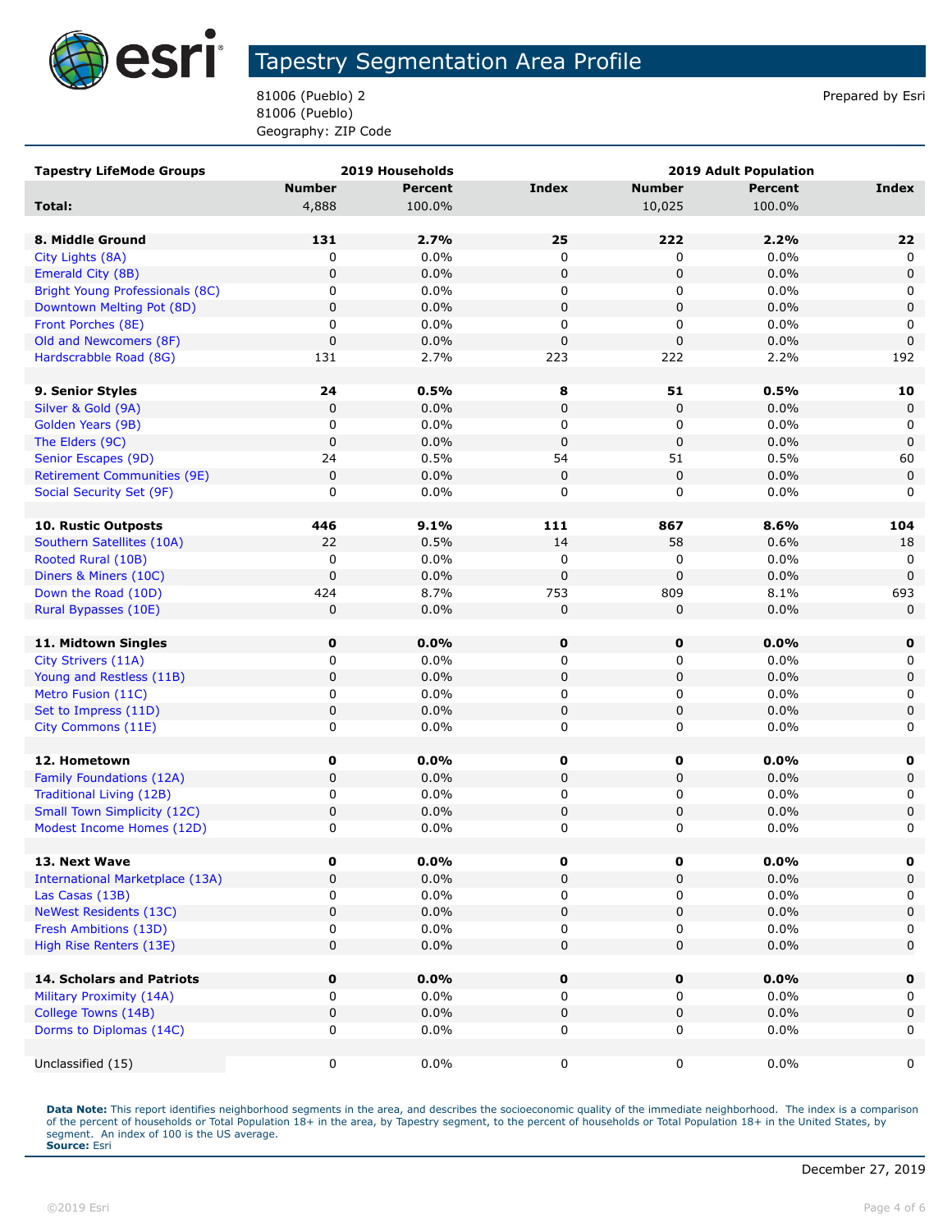# Tapestry Segmentation Area Profile

81006 (Pueblo) 2
81006 (Pueblo)
Geography: ZIP Code

Prepared by Esri

| Tapestry LifeMode Groups | 2019 Households | | | 2019 Adult Population | | |
|---|---|---|---|---|---|---|
| | Number | Percent | Index | Number | Percent | Index |
| **Total:** | 4,888 | 100.0% | | 10,025 | 100.0% | |
| | | | | | | |
| **8. Middle Ground** | **131** | **2.7%** | **25** | **222** | **2.2%** | **22** |
| City Lights (8A) | 0 | 0.0% | 0 | 0 | 0.0% | 0 |
| Emerald City (8B) | 0 | 0.0% | 0 | 0 | 0.0% | 0 |
| Bright Young Professionals (8C) | 0 | 0.0% | 0 | 0 | 0.0% | 0 |
| Downtown Melting Pot (8D) | 0 | 0.0% | 0 | 0 | 0.0% | 0 |
| Front Porches (8E) | 0 | 0.0% | 0 | 0 | 0.0% | 0 |
| Old and Newcomers (8F) | 0 | 0.0% | 0 | 0 | 0.0% | 0 |
| Hardscrabble Road (8G) | 131 | 2.7% | 223 | 222 | 2.2% | 192 |
| | | | | | | |
| **9. Senior Styles** | **24** | **0.5%** | **8** | **51** | **0.5%** | **10** |
| Silver & Gold (9A) | 0 | 0.0% | 0 | 0 | 0.0% | 0 |
| Golden Years (9B) | 0 | 0.0% | 0 | 0 | 0.0% | 0 |
| The Elders (9C) | 0 | 0.0% | 0 | 0 | 0.0% | 0 |
| Senior Escapes (9D) | 24 | 0.5% | 54 | 51 | 0.5% | 60 |
| Retirement Communities (9E) | 0 | 0.0% | 0 | 0 | 0.0% | 0 |
| Social Security Set (9F) | 0 | 0.0% | 0 | 0 | 0.0% | 0 |
| | | | | | | |
| **10. Rustic Outposts** | **446** | **9.1%** | **111** | **867** | **8.6%** | **104** |
| Southern Satellites (10A) | 22 | 0.5% | 14 | 58 | 0.6% | 18 |
| Rooted Rural (10B) | 0 | 0.0% | 0 | 0 | 0.0% | 0 |
| Diners & Miners (10C) | 0 | 0.0% | 0 | 0 | 0.0% | 0 |
| Down the Road (10D) | 424 | 8.7% | 753 | 809 | 8.1% | 693 |
| Rural Bypasses (10E) | 0 | 0.0% | 0 | 0 | 0.0% | 0 |
| | | | | | | |
| **11. Midtown Singles** | **0** | **0.0%** | **0** | **0** | **0.0%** | **0** |
| City Strivers (11A) | 0 | 0.0% | 0 | 0 | 0.0% | 0 |
| Young and Restless (11B) | 0 | 0.0% | 0 | 0 | 0.0% | 0 |
| Metro Fusion (11C) | 0 | 0.0% | 0 | 0 | 0.0% | 0 |
| Set to Impress (11D) | 0 | 0.0% | 0 | 0 | 0.0% | 0 |
| City Commons (11E) | 0 | 0.0% | 0 | 0 | 0.0% | 0 |
| | | | | | | |
| **12. Hometown** | **0** | **0.0%** | **0** | **0** | **0.0%** | **0** |
| Family Foundations (12A) | 0 | 0.0% | 0 | 0 | 0.0% | 0 |
| Traditional Living (12B) | 0 | 0.0% | 0 | 0 | 0.0% | 0 |
| Small Town Simplicity (12C) | 0 | 0.0% | 0 | 0 | 0.0% | 0 |
| Modest Income Homes (12D) | 0 | 0.0% | 0 | 0 | 0.0% | 0 |
| | | | | | | |
| **13. Next Wave** | **0** | **0.0%** | **0** | **0** | **0.0%** | **0** |
| International Marketplace (13A) | 0 | 0.0% | 0 | 0 | 0.0% | 0 |
| Las Casas (13B) | 0 | 0.0% | 0 | 0 | 0.0% | 0 |
| NeWest Residents (13C) | 0 | 0.0% | 0 | 0 | 0.0% | 0 |
| Fresh Ambitions (13D) | 0 | 0.0% | 0 | 0 | 0.0% | 0 |
| High Rise Renters (13E) | 0 | 0.0% | 0 | 0 | 0.0% | 0 |
| | | | | | | |
| **14. Scholars and Patriots** | **0** | **0.0%** | **0** | **0** | **0.0%** | **0** |
| Military Proximity (14A) | 0 | 0.0% | 0 | 0 | 0.0% | 0 |
| College Towns (14B) | 0 | 0.0% | 0 | 0 | 0.0% | 0 |
| Dorms to Diplomas (14C) | 0 | 0.0% | 0 | 0 | 0.0% | 0 |
| | | | | | | |
| Unclassified (15) | 0 | 0.0% | 0 | 0 | 0.0% | 0 |

**Data Note:** This report identifies neighborhood segments in the area, and describes the socioeconomic quality of the immediate neighborhood. The index is a comparison of the percent of households or Total Population 18+ in the area, by Tapestry segment, to the percent of households or Total Population 18+ in the United States, by segment. An index of 100 is the US average.
**Source:** Esri

December 27, 2019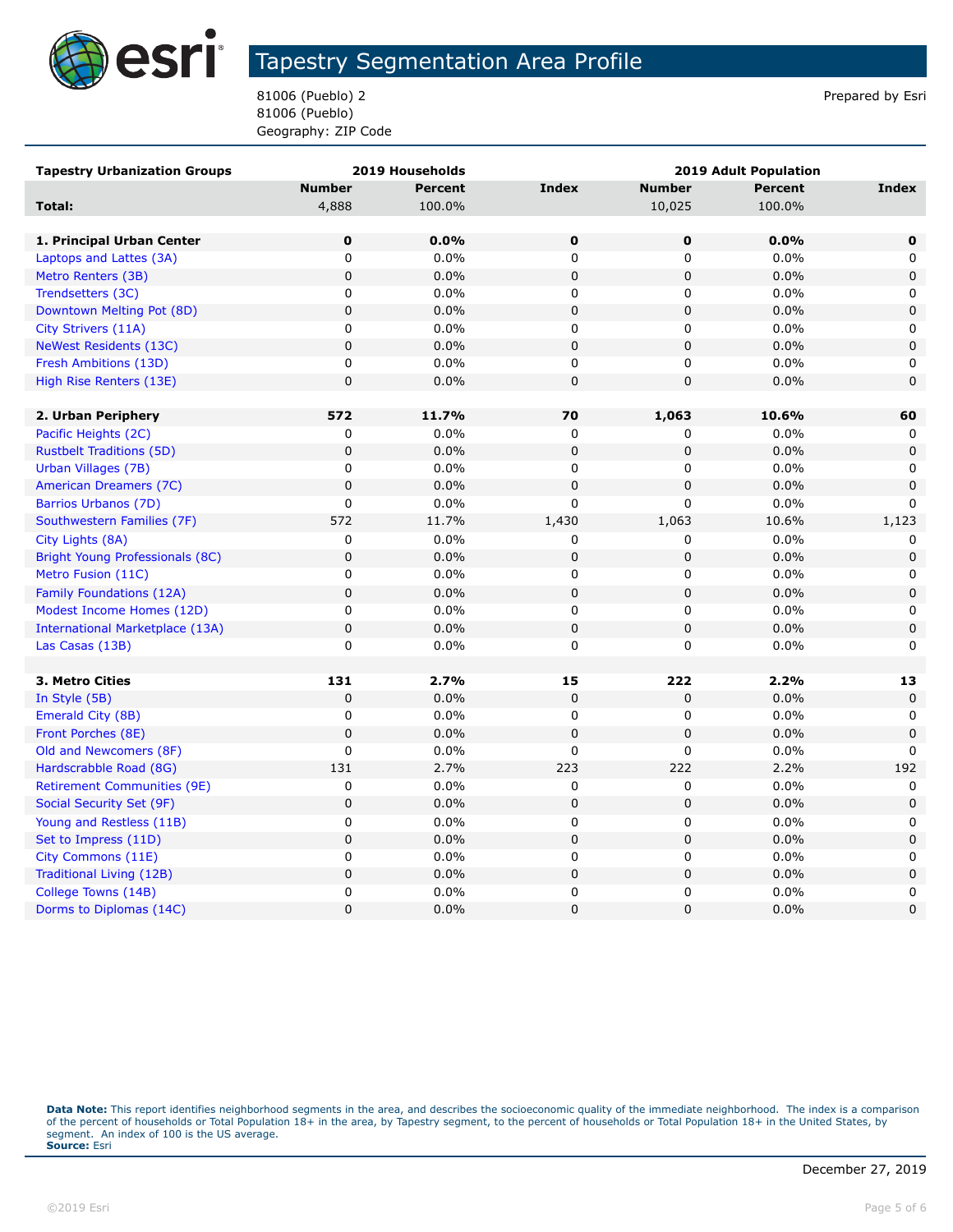# Tapestry Segmentation Area Profile

81006 (Pueblo) 2
81006 (Pueblo)
Geography: ZIP Code

Prepared by Esri

| Tapestry Urbanization Groups | 2019 Households | | | 2019 Adult Population | | |
|---|---|---|---|---|---|---|
| | Number | Percent | Index | Number | Percent | Index |
| **Total:** | 4,888 | 100.0% | | 10,025 | 100.0% | |
| | | | | | | |
| **1. Principal Urban Center** | **0** | **0.0%** | **0** | **0** | **0.0%** | **0** |
| Laptops and Lattes (3A) | 0 | 0.0% | 0 | 0 | 0.0% | 0 |
| Metro Renters (3B) | 0 | 0.0% | 0 | 0 | 0.0% | 0 |
| Trendsetters (3C) | 0 | 0.0% | 0 | 0 | 0.0% | 0 |
| Downtown Melting Pot (8D) | 0 | 0.0% | 0 | 0 | 0.0% | 0 |
| City Strivers (11A) | 0 | 0.0% | 0 | 0 | 0.0% | 0 |
| NeWest Residents (13C) | 0 | 0.0% | 0 | 0 | 0.0% | 0 |
| Fresh Ambitions (13D) | 0 | 0.0% | 0 | 0 | 0.0% | 0 |
| High Rise Renters (13E) | 0 | 0.0% | 0 | 0 | 0.0% | 0 |
| | | | | | | |
| **2. Urban Periphery** | **572** | **11.7%** | **70** | **1,063** | **10.6%** | **60** |
| Pacific Heights (2C) | 0 | 0.0% | 0 | 0 | 0.0% | 0 |
| Rustbelt Traditions (5D) | 0 | 0.0% | 0 | 0 | 0.0% | 0 |
| Urban Villages (7B) | 0 | 0.0% | 0 | 0 | 0.0% | 0 |
| American Dreamers (7C) | 0 | 0.0% | 0 | 0 | 0.0% | 0 |
| Barrios Urbanos (7D) | 0 | 0.0% | 0 | 0 | 0.0% | 0 |
| Southwestern Families (7F) | 572 | 11.7% | 1,430 | 1,063 | 10.6% | 1,123 |
| City Lights (8A) | 0 | 0.0% | 0 | 0 | 0.0% | 0 |
| Bright Young Professionals (8C) | 0 | 0.0% | 0 | 0 | 0.0% | 0 |
| Metro Fusion (11C) | 0 | 0.0% | 0 | 0 | 0.0% | 0 |
| Family Foundations (12A) | 0 | 0.0% | 0 | 0 | 0.0% | 0 |
| Modest Income Homes (12D) | 0 | 0.0% | 0 | 0 | 0.0% | 0 |
| International Marketplace (13A) | 0 | 0.0% | 0 | 0 | 0.0% | 0 |
| Las Casas (13B) | 0 | 0.0% | 0 | 0 | 0.0% | 0 |
| | | | | | | |
| **3. Metro Cities** | **131** | **2.7%** | **15** | **222** | **2.2%** | **13** |
| In Style (5B) | 0 | 0.0% | 0 | 0 | 0.0% | 0 |
| Emerald City (8B) | 0 | 0.0% | 0 | 0 | 0.0% | 0 |
| Front Porches (8E) | 0 | 0.0% | 0 | 0 | 0.0% | 0 |
| Old and Newcomers (8F) | 0 | 0.0% | 0 | 0 | 0.0% | 0 |
| Hardscrabble Road (8G) | 131 | 2.7% | 223 | 222 | 2.2% | 192 |
| Retirement Communities (9E) | 0 | 0.0% | 0 | 0 | 0.0% | 0 |
| Social Security Set (9F) | 0 | 0.0% | 0 | 0 | 0.0% | 0 |
| Young and Restless (11B) | 0 | 0.0% | 0 | 0 | 0.0% | 0 |
| Set to Impress (11D) | 0 | 0.0% | 0 | 0 | 0.0% | 0 |
| City Commons (11E) | 0 | 0.0% | 0 | 0 | 0.0% | 0 |
| Traditional Living (12B) | 0 | 0.0% | 0 | 0 | 0.0% | 0 |
| College Towns (14B) | 0 | 0.0% | 0 | 0 | 0.0% | 0 |
| Dorms to Diplomas (14C) | 0 | 0.0% | 0 | 0 | 0.0% | 0 |

**Data Note:** This report identifies neighborhood segments in the area, and describes the socioeconomic quality of the immediate neighborhood. The index is a comparison of the percent of households or Total Population 18+ in the area, by Tapestry segment, to the percent of households or Total Population 18+ in the United States, by segment. An index of 100 is the US average.
**Source:** Esri

December 27, 2019

©2019 Esri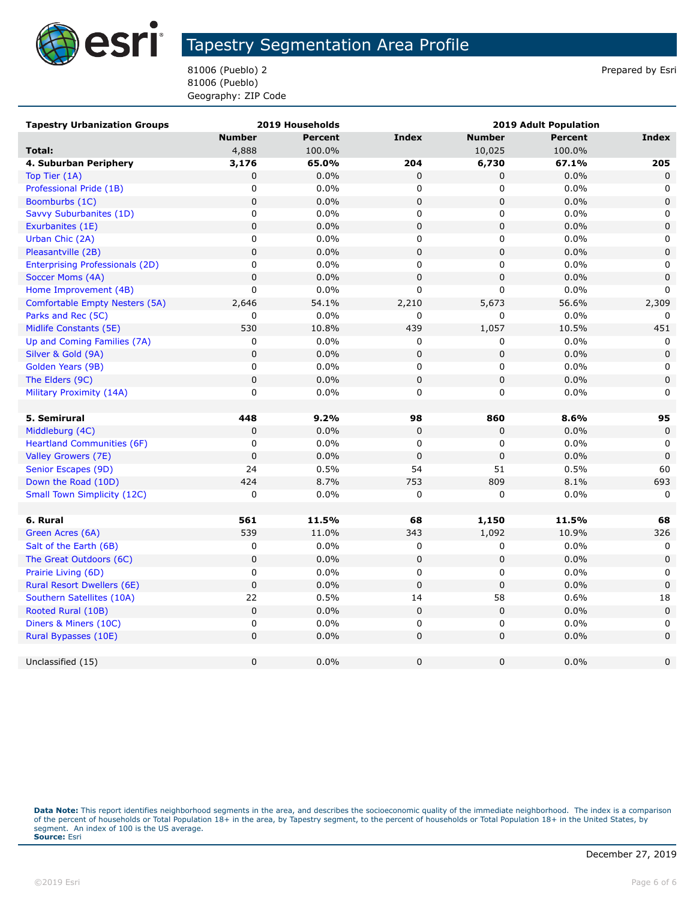# Tapestry Segmentation Area Profile

81006 (Pueblo) 2
81006 (Pueblo)
Geography: ZIP Code

Prepared by Esri

| Tapestry Urbanization Groups | 2019 Households | | | 2019 Adult Population | | |
|---|---|---|---|---|---|---|
| | Number | Percent | Index | Number | Percent | Index |
| **Total:** | 4,888 | 100.0% | | 10,025 | 100.0% | |
| **4. Suburban Periphery** | **3,176** | **65.0%** | **204** | **6,730** | **67.1%** | **205** |
| Top Tier (1A) | 0 | 0.0% | 0 | 0 | 0.0% | 0 |
| Professional Pride (1B) | 0 | 0.0% | 0 | 0 | 0.0% | 0 |
| Boomburbs (1C) | 0 | 0.0% | 0 | 0 | 0.0% | 0 |
| Savvy Suburbanites (1D) | 0 | 0.0% | 0 | 0 | 0.0% | 0 |
| Exurbanites (1E) | 0 | 0.0% | 0 | 0 | 0.0% | 0 |
| Urban Chic (2A) | 0 | 0.0% | 0 | 0 | 0.0% | 0 |
| Pleasantville (2B) | 0 | 0.0% | 0 | 0 | 0.0% | 0 |
| Enterprising Professionals (2D) | 0 | 0.0% | 0 | 0 | 0.0% | 0 |
| Soccer Moms (4A) | 0 | 0.0% | 0 | 0 | 0.0% | 0 |
| Home Improvement (4B) | 0 | 0.0% | 0 | 0 | 0.0% | 0 |
| Comfortable Empty Nesters (5A) | 2,646 | 54.1% | 2,210 | 5,673 | 56.6% | 2,309 |
| Parks and Rec (5C) | 0 | 0.0% | 0 | 0 | 0.0% | 0 |
| Midlife Constants (5E) | 530 | 10.8% | 439 | 1,057 | 10.5% | 451 |
| Up and Coming Families (7A) | 0 | 0.0% | 0 | 0 | 0.0% | 0 |
| Silver & Gold (9A) | 0 | 0.0% | 0 | 0 | 0.0% | 0 |
| Golden Years (9B) | 0 | 0.0% | 0 | 0 | 0.0% | 0 |
| The Elders (9C) | 0 | 0.0% | 0 | 0 | 0.0% | 0 |
| Military Proximity (14A) | 0 | 0.0% | 0 | 0 | 0.0% | 0 |
| | | | | | | |
| **5. Semirural** | **448** | **9.2%** | **98** | **860** | **8.6%** | **95** |
| Middleburg (4C) | 0 | 0.0% | 0 | 0 | 0.0% | 0 |
| Heartland Communities (6F) | 0 | 0.0% | 0 | 0 | 0.0% | 0 |
| Valley Growers (7E) | 0 | 0.0% | 0 | 0 | 0.0% | 0 |
| Senior Escapes (9D) | 24 | 0.5% | 54 | 51 | 0.5% | 60 |
| Down the Road (10D) | 424 | 8.7% | 753 | 809 | 8.1% | 693 |
| Small Town Simplicity (12C) | 0 | 0.0% | 0 | 0 | 0.0% | 0 |
| | | | | | | |
| **6. Rural** | **561** | **11.5%** | **68** | **1,150** | **11.5%** | **68** |
| Green Acres (6A) | 539 | 11.0% | 343 | 1,092 | 10.9% | 326 |
| Salt of the Earth (6B) | 0 | 0.0% | 0 | 0 | 0.0% | 0 |
| The Great Outdoors (6C) | 0 | 0.0% | 0 | 0 | 0.0% | 0 |
| Prairie Living (6D) | 0 | 0.0% | 0 | 0 | 0.0% | 0 |
| Rural Resort Dwellers (6E) | 0 | 0.0% | 0 | 0 | 0.0% | 0 |
| Southern Satellites (10A) | 22 | 0.5% | 14 | 58 | 0.6% | 18 |
| Rooted Rural (10B) | 0 | 0.0% | 0 | 0 | 0.0% | 0 |
| Diners & Miners (10C) | 0 | 0.0% | 0 | 0 | 0.0% | 0 |
| Rural Bypasses (10E) | 0 | 0.0% | 0 | 0 | 0.0% | 0 |
| | | | | | | |
| Unclassified (15) | 0 | 0.0% | 0 | 0 | 0.0% | 0 |

**Data Note:** This report identifies neighborhood segments in the area, and describes the socioeconomic quality of the immediate neighborhood. The index is a comparison of the percent of households or Total Population 18+ in the area, by Tapestry segment, to the percent of households or Total Population 18+ in the United States, by segment. An index of 100 is the US average.
**Source:** Esri

December 27, 2019

©2019 Esri